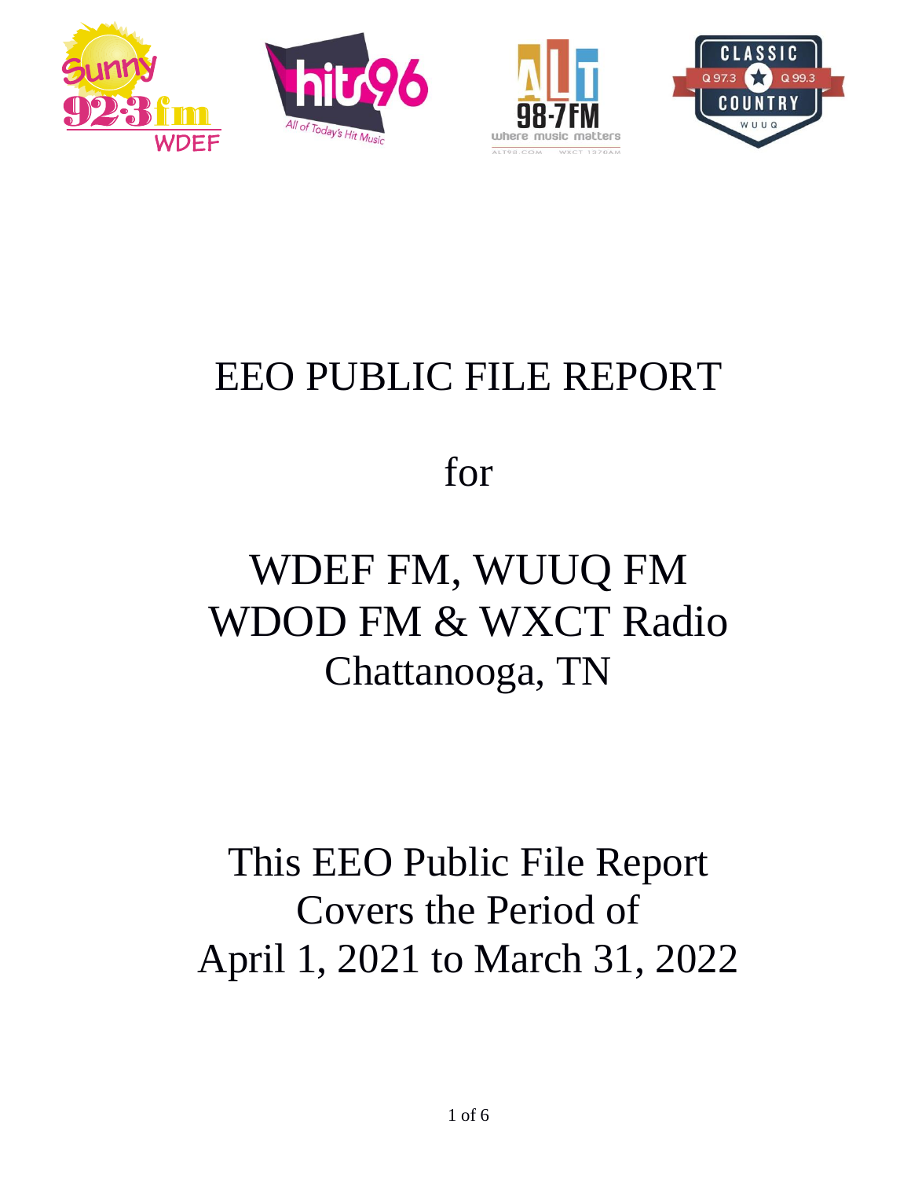# EEO PUBLIC FILE REPORT

for

# WDEF FM, WUUQ FM WDOD FM & WXCT Radio Chattanooga, TN

This EEO Public File Report Covers the Period of April 1, 2021 to March 31, 2022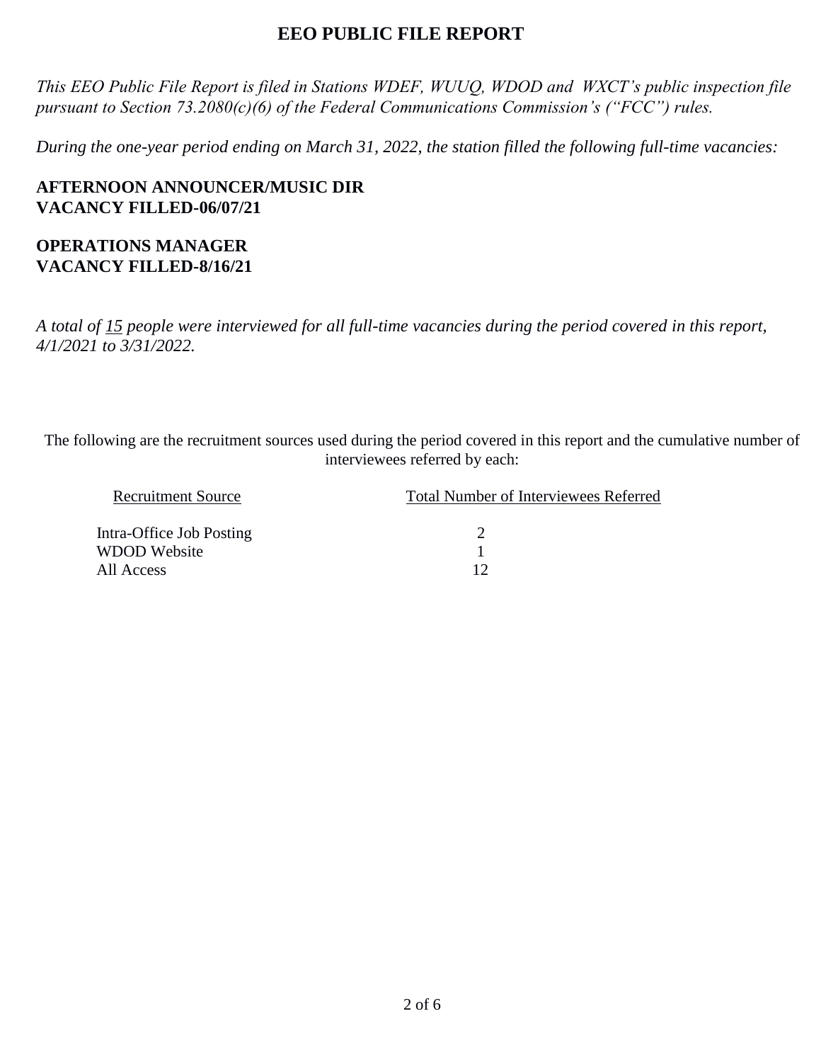# EEO PUBLIC FILE REPORT

*This EEO Public File Report is filed in Stations WDEF, WUUQ, WDOD and WXCT's public inspection file pursuant to Section 73.2080(c)(6) of the Federal Communications Commission's ("FCC") rules.*

*During the one-year period ending on March 31, 2022, the station filled the following full-time vacancies:*

**AFTERNOON ANNOUNCER/MUSIC DIR**
**VACANCY FILLED-06/07/21**

**OPERATIONS MANAGER**
**VACANCY FILLED-8/16/21**

*A total of 15 people were interviewed for all full-time vacancies during the period covered in this report, 4/1/2021 to 3/31/2022.*

The following are the recruitment sources used during the period covered in this report and the cumulative number of interviewees referred by each:

| Recruitment Source | Total Number of Interviewees Referred |
| --- | --- |
| Intra-Office Job Posting | 2 |
| WDOD Website | 1 |
| All Access | 12 |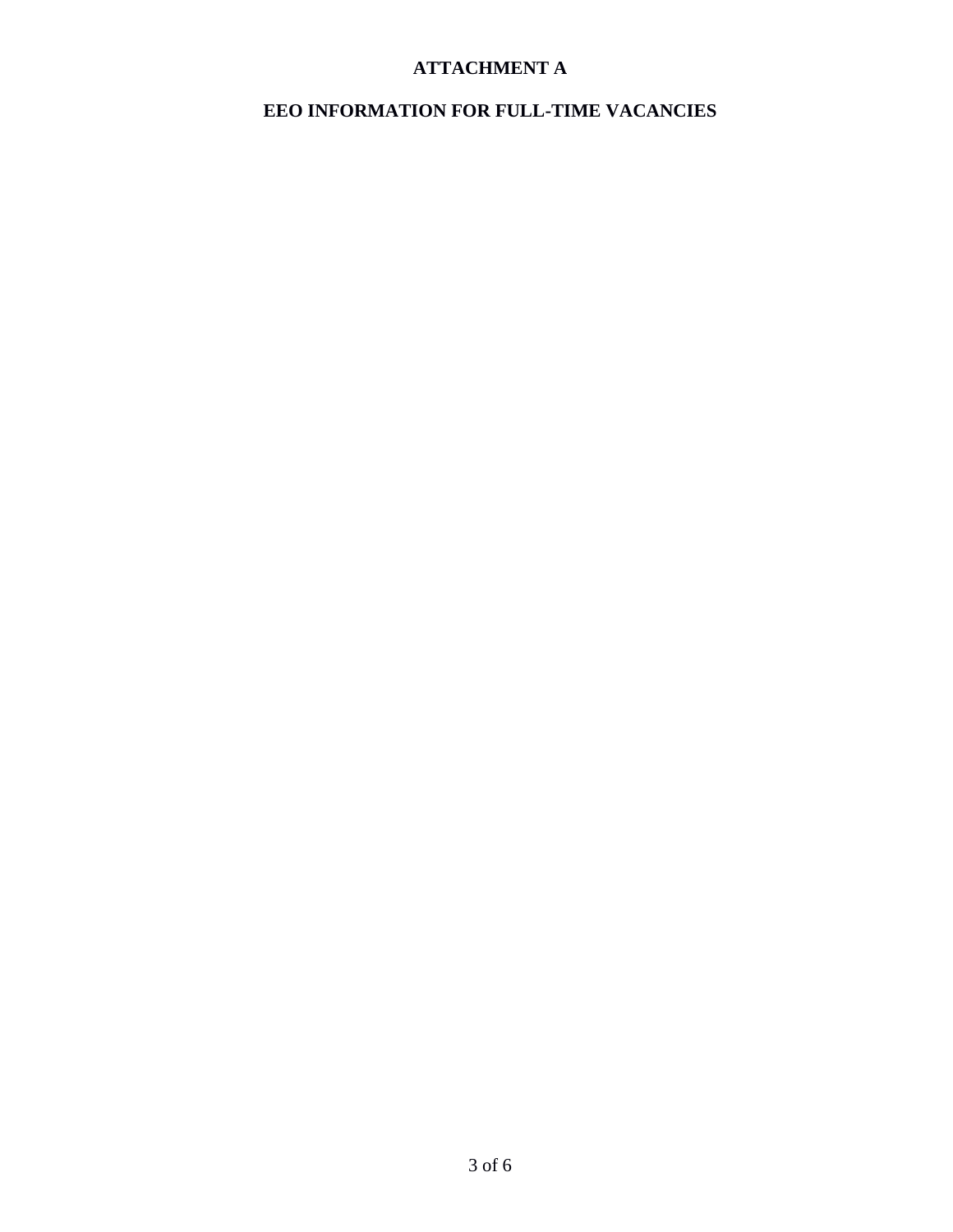# ATTACHMENT A

## EEO INFORMATION FOR FULL-TIME VACANCIES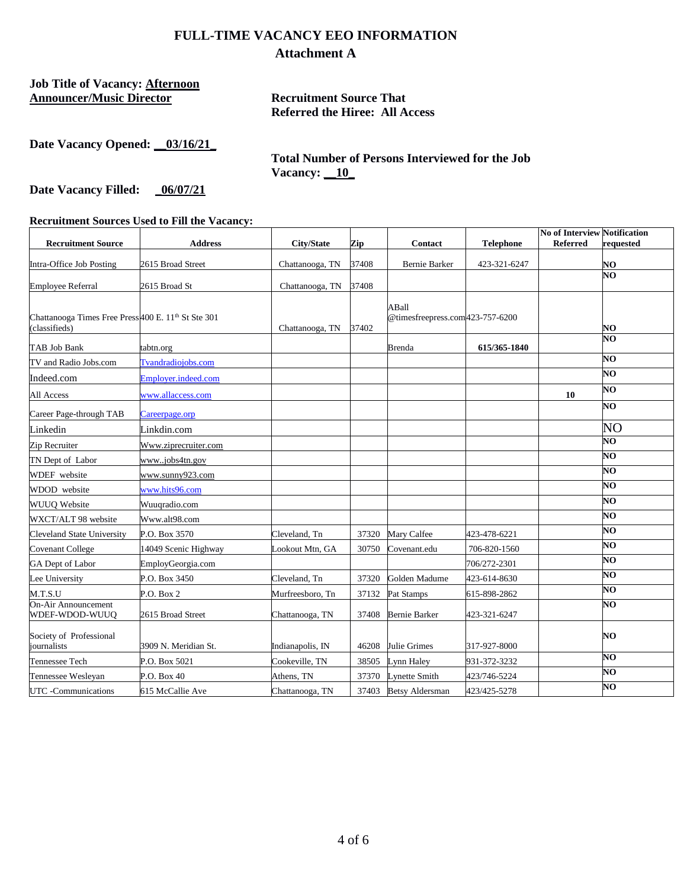# FULL-TIME VACANCY EEO INFORMATION

## Attachment A

**Job Title of Vacancy: Afternoon Announcer/Music Director**

**Recruitment Source That Referred the Hiree: All Access**

**Date Vacancy Opened: \_\_03/16/21\_**

**Total Number of Persons Interviewed for the Job Vacancy: \_\_10\_**

**Date Vacancy Filled: \_06/07/21**

**Recruitment Sources Used to Fill the Vacancy:**

| Recruitment Source | Address | City/State | Zip | Contact | Telephone | No of Interview Referred | Notification requested |
|---|---|---|---|---|---|---|---|
| Intra-Office Job Posting | 2615 Broad Street | Chattanooga, TN | 37408 | Bernie Barker | 423-321-6247 | | NO |
| Employee Referral | 2615 Broad St | Chattanooga, TN | 37408 | | | | NO |
| Chattanooga Times Free Press (classifieds) | 400 E. 11th St Ste 301 | Chattanooga, TN | 37402 | ABall @timesfreepress.com | 423-757-6200 | | NO |
| TAB Job Bank | tabtn.org | | | Brenda | 615/365-1840 | | NO |
| TV and Radio Jobs.com | Tvandradiojobs.com | | | | | | NO |
| Indeed.com | Employer.indeed.com | | | | | | NO |
| All Access | www.allaccess.com | | | | | 10 | NO |
| Career Page-through TAB | Careerpage.orp | | | | | | NO |
| Linkedin | Linkdin.com | | | | | | NO |
| Zip Recruiter | Www.ziprecruiter.com | | | | | | NO |
| TN Dept of Labor | www..jobs4tn.gov | | | | | | NO |
| WDEF website | www.sunny923.com | | | | | | NO |
| WDOD website | www.hits96.com | | | | | | NO |
| WUUQ Website | Wuuqradio.com | | | | | | NO |
| WXCT/ALT 98 website | Www.alt98.com | | | | | | NO |
| Cleveland State University | P.O. Box 3570 | Cleveland, Tn | 37320 | Mary Calfee | 423-478-6221 | | NO |
| Covenant College | 14049 Scenic Highway | Lookout Mtn, GA | 30750 | Covenant.edu | 706-820-1560 | | NO |
| GA Dept of Labor | EmployGeorgia.com | | | | 706/272-2301 | | NO |
| Lee University | P.O. Box 3450 | Cleveland, Tn | 37320 | Golden Madume | 423-614-8630 | | NO |
| M.T.S.U | P.O. Box 2 | Murfreesboro, Tn | 37132 | Pat Stamps | 615-898-2862 | | NO |
| On-Air Announcement WDEF-WDOD-WUUQ | 2615 Broad Street | Chattanooga, TN | 37408 | Bernie Barker | 423-321-6247 | | NO |
| Society of Professional journalists | 3909 N. Meridian St. | Indianapolis, IN | 46208 | Julie Grimes | 317-927-8000 | | NO |
| Tennessee Tech | P.O. Box 5021 | Cookeville, TN | 38505 | Lynn Haley | 931-372-3232 | | NO |
| Tennessee Wesleyan | P.O. Box 40 | Athens, TN | 37370 | Lynette Smith | 423/746-5224 | | NO |
| UTC -Communications | 615 McCallie Ave | Chattanooga, TN | 37403 | Betsy Aldersman | 423/425-5278 | | NO |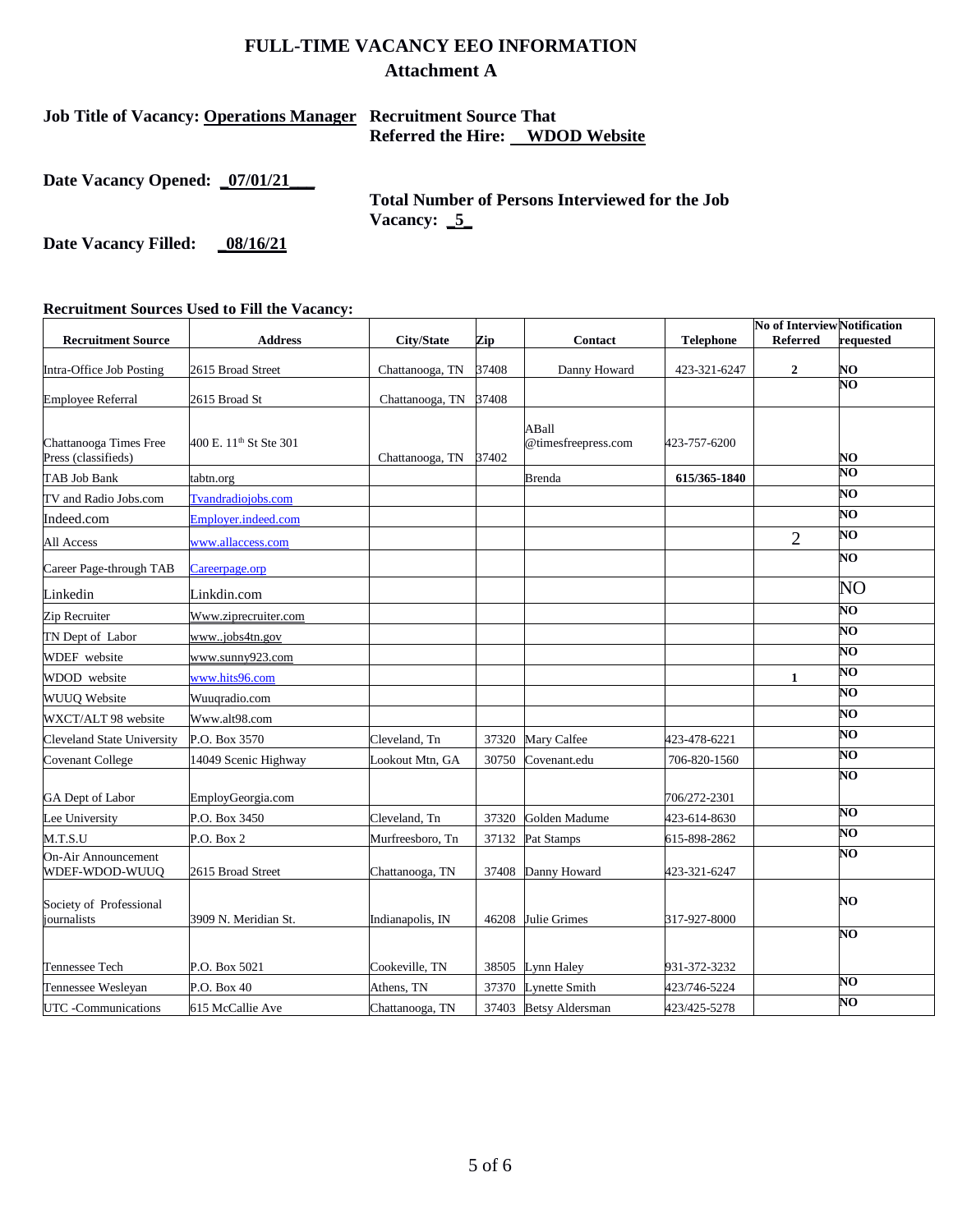# FULL-TIME VACANCY EEO INFORMATION
## Attachment A

**Job Title of Vacancy: Operations Manager**

**Recruitment Source That Referred the Hire: WDOD Website**

**Date Vacancy Opened: 07/01/21**

**Total Number of Persons Interviewed for the Job Vacancy: 5**

**Date Vacancy Filled: 08/16/21**

**Recruitment Sources Used to Fill the Vacancy:**

| Recruitment Source | Address | City/State | Zip | Contact | Telephone | No of Interview Referred | Notification requested |
|---|---|---|---|---|---|---|---|
| Intra-Office Job Posting | 2615 Broad Street | Chattanooga, TN | 37408 | Danny Howard | 423-321-6247 | 2 | NO |
| Employee Referral | 2615 Broad St | Chattanooga, TN | 37408 | | | | NO |
| Chattanooga Times Free Press (classifieds) | 400 E. 11th St Ste 301 | Chattanooga, TN | 37402 | ABall @timesfreepress.com | 423-757-6200 | | NO |
| TAB Job Bank | tabtn.org | | | Brenda | 615/365-1840 | | NO |
| TV and Radio Jobs.com | Tvandradiojobs.com | | | | | | NO |
| Indeed.com | Employer.indeed.com | | | | | | NO |
| All Access | www.allaccess.com | | | | | 2 | NO |
| Career Page-through TAB | Careerpage.orp | | | | | | NO |
| Linkedin | Linkdin.com | | | | | | NO |
| Zip Recruiter | Www.ziprecruiter.com | | | | | | NO |
| TN Dept of Labor | www..jobs4tn.gov | | | | | | NO |
| WDEF website | www.sunny923.com | | | | | | NO |
| WDOD website | www.hits96.com | | | | | 1 | NO |
| WUUQ Website | Wuuqradio.com | | | | | | NO |
| WXCT/ALT 98 website | Www.alt98.com | | | | | | NO |
| Cleveland State University | P.O. Box 3570 | Cleveland, Tn | 37320 | Mary Calfee | 423-478-6221 | | NO |
| Covenant College | 14049 Scenic Highway | Lookout Mtn, GA | 30750 | Covenant.edu | 706-820-1560 | | NO |
| GA Dept of Labor | EmployGeorgia.com | | | | 706/272-2301 | | NO |
| Lee University | P.O. Box 3450 | Cleveland, Tn | 37320 | Golden Madume | 423-614-8630 | | NO |
| M.T.S.U | P.O. Box 2 | Murfreesboro, Tn | 37132 | Pat Stamps | 615-898-2862 | | NO |
| On-Air Announcement WDEF-WDOD-WUUQ | 2615 Broad Street | Chattanooga, TN | 37408 | Danny Howard | 423-321-6247 | | NO |
| Society of Professional journalists | 3909 N. Meridian St. | Indianapolis, IN | 46208 | Julie Grimes | 317-927-8000 | | NO |
| Tennessee Tech | P.O. Box 5021 | Cookeville, TN | 38505 | Lynn Haley | 931-372-3232 | | NO |
| Tennessee Wesleyan | P.O. Box 40 | Athens, TN | 37370 | Lynette Smith | 423/746-5224 | | NO |
| UTC -Communications | 615 McCallie Ave | Chattanooga, TN | 37403 | Betsy Aldersman | 423/425-5278 | | NO |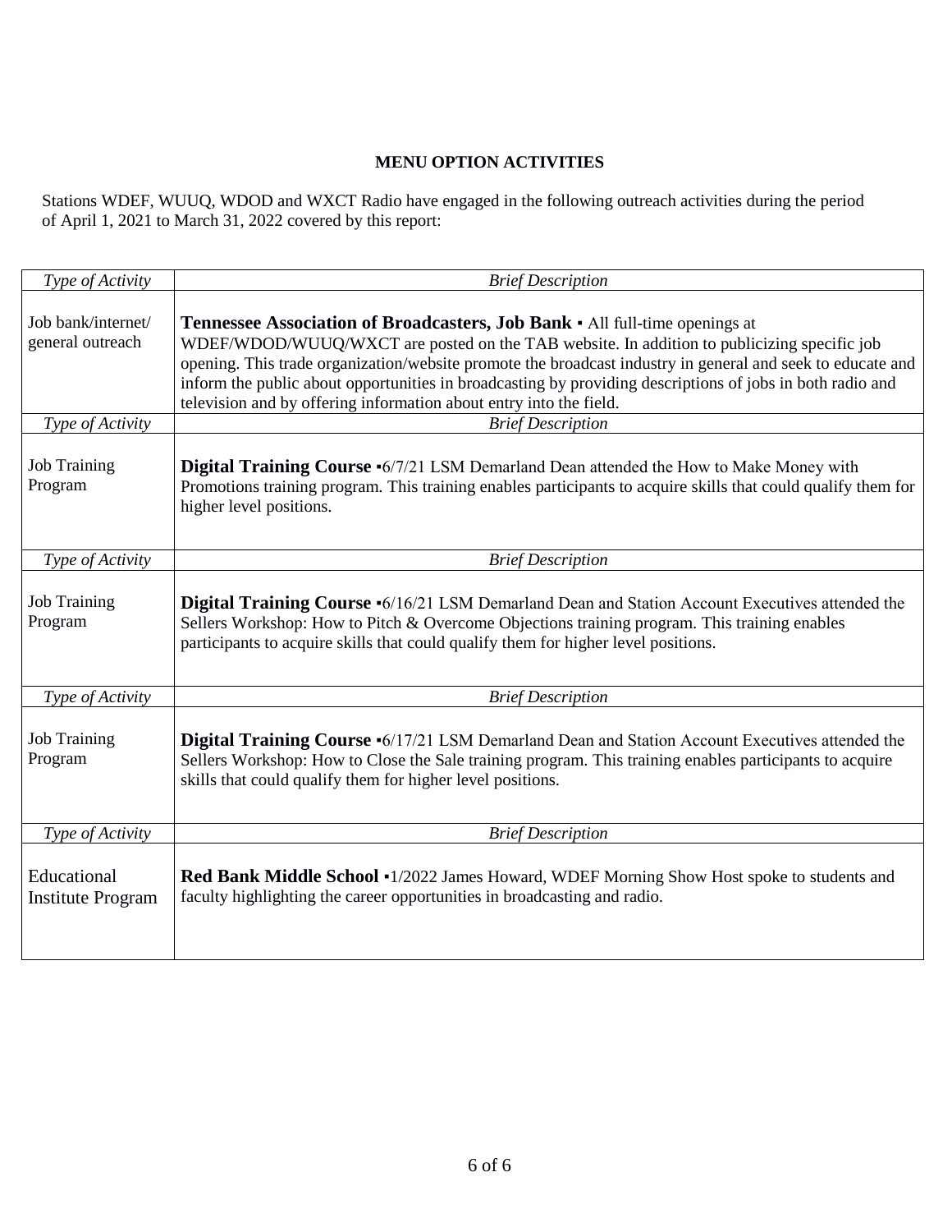**MENU OPTION ACTIVITIES**

Stations WDEF, WUUQ, WDOD and WXCT Radio have engaged in the following outreach activities during the period of April 1, 2021 to March 31, 2022 covered by this report:

| *Type of Activity* | *Brief Description* |
|---|---|
| Job bank/internet/ general outreach | **Tennessee Association of Broadcasters, Job Bank** ▪ All full-time openings at WDEF/WDOD/WUUQ/WXCT are posted on the TAB website. In addition to publicizing specific job opening. This trade organization/website promote the broadcast industry in general and seek to educate and inform the public about opportunities in broadcasting by providing descriptions of jobs in both radio and television and by offering information about entry into the field. |
| *Type of Activity* | *Brief Description* |
| Job Training Program | **Digital Training Course** ▪6/7/21 LSM Demarland Dean attended the How to Make Money with Promotions training program. This training enables participants to acquire skills that could qualify them for higher level positions. |
| *Type of Activity* | *Brief Description* |
| Job Training Program | **Digital Training Course** ▪6/16/21 LSM Demarland Dean and Station Account Executives attended the Sellers Workshop: How to Pitch & Overcome Objections training program. This training enables participants to acquire skills that could qualify them for higher level positions. |
| *Type of Activity* | *Brief Description* |
| Job Training Program | **Digital Training Course** ▪6/17/21 LSM Demarland Dean and Station Account Executives attended the Sellers Workshop: How to Close the Sale training program. This training enables participants to acquire skills that could qualify them for higher level positions. |
| *Type of Activity* | *Brief Description* |
| Educational Institute Program | **Red Bank Middle School** ▪1/2022 James Howard, WDEF Morning Show Host spoke to students and faculty highlighting the career opportunities in broadcasting and radio. |